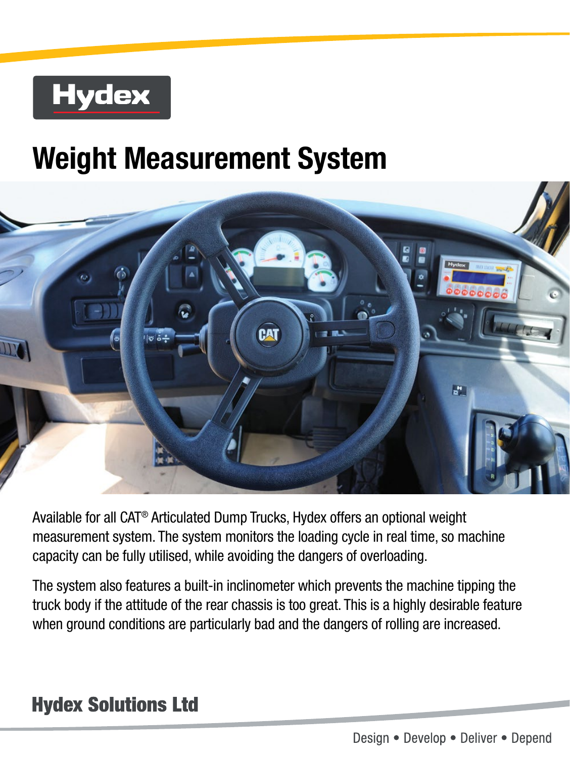Hydex

# Weight Measurement System

Available for all CAT® Articulated Dump Trucks, Hydex offers an optional weight measurement system. The system monitors the loading cycle in real time, so machine capacity can be fully utilised, while avoiding the dangers of overloading.

The system also features a built-in inclinometer which prevents the machine tipping the truck body if the attitude of the rear chassis is too great. This is a highly desirable feature when ground conditions are particularly bad and the dangers of rolling are increased.

**Hydex Solutions Ltd**

Design • Develop • Deliver • Depend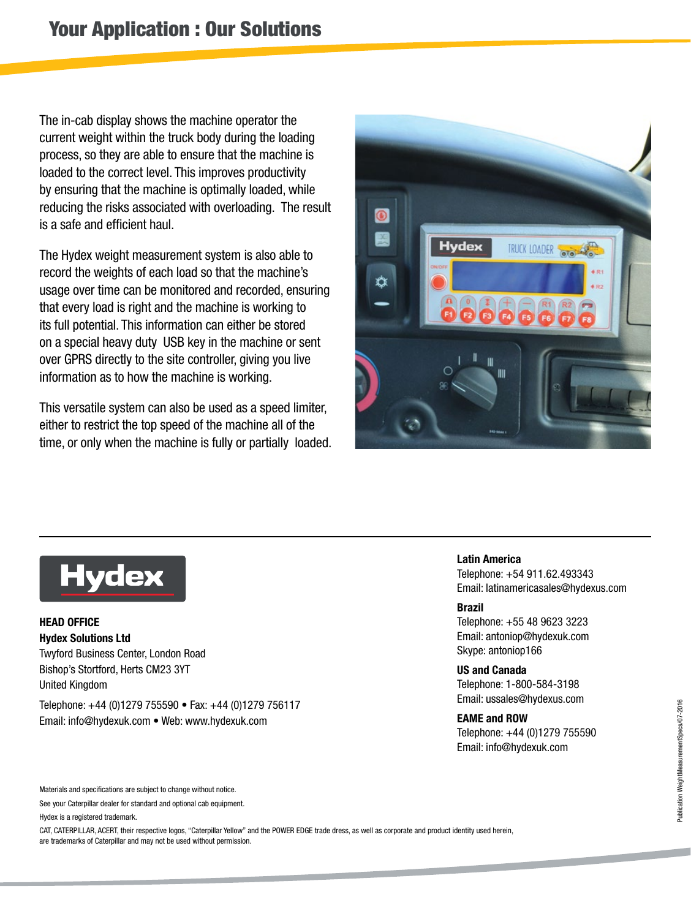## Your Application : Our Solutions

The in-cab display shows the machine operator the current weight within the truck body during the loading process, so they are able to ensure that the machine is loaded to the correct level. This improves productivity by ensuring that the machine is optimally loaded, while reducing the risks associated with overloading. The result is a safe and efficient haul.

The Hydex weight measurement system is also able to record the weights of each load so that the machine's usage over time can be monitored and recorded, ensuring that every load is right and the machine is working to its full potential. This information can either be stored on a special heavy duty USB key in the machine or sent over GPRS directly to the site controller, giving you live information as to how the machine is working.

This versatile system can also be used as a speed limiter, either to restrict the top speed of the machine all of the time, or only when the machine is fully or partially loaded.

**HEAD OFFICE**
**Hydex Solutions Ltd**
Twyford Business Center, London Road
Bishop's Stortford, Herts CM23 3YT
United Kingdom

Telephone: +44 (0)1279 755590 • Fax: +44 (0)1279 756117
Email: info@hydexuk.com • Web: www.hydexuk.com

**Latin America**
Telephone: +54 911.62.493343
Email: latinamericasales@hydexus.com

**Brazil**
Telephone: +55 48 9623 3223
Email: antoniop@hydexuk.com
Skype: antoniop166

**US and Canada**
Telephone: 1-800-584-3198
Email: ussales@hydexus.com

**EAME and ROW**
Telephone: +44 (0)1279 755590
Email: info@hydexuk.com

Materials and specifications are subject to change without notice.

See your Caterpillar dealer for standard and optional cab equipment.

Hydex is a registered trademark.

CAT, CATERPILLAR, ACERT, their respective logos, "Caterpillar Yellow" and the POWER EDGE trade dress, as well as corporate and product identity used herein, are trademarks of Caterpillar and may not be used without permission.

Publication WeightMeasurementSpecs/07-2016